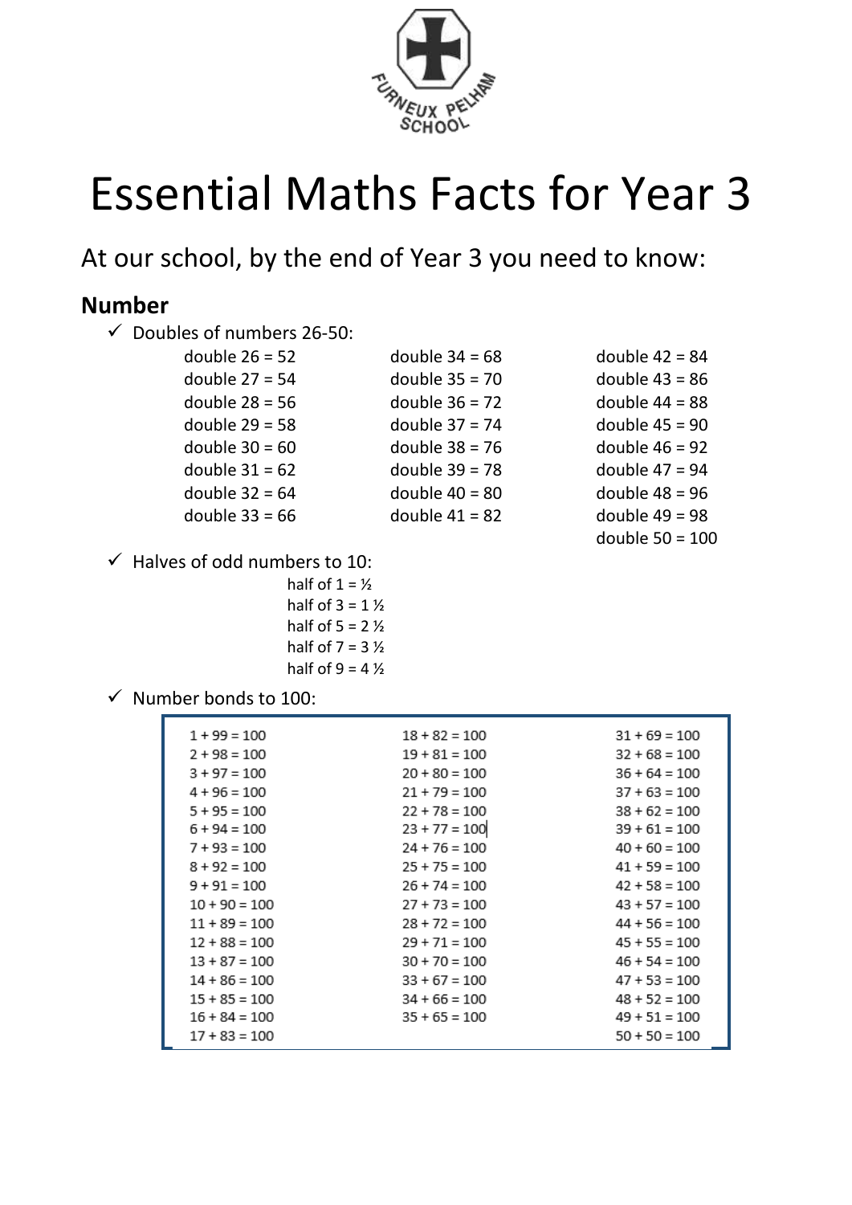# Essential Maths Facts for Year 3

At our school, by the end of Year 3 you need to know:

## Number

- ✓ Doubles of numbers 26-50:

| | | |
|---|---|---|
| double 26 = 52 | double 34 = 68 | double 42 = 84 |
| double 27 = 54 | double 35 = 70 | double 43 = 86 |
| double 28 = 56 | double 36 = 72 | double 44 = 88 |
| double 29 = 58 | double 37 = 74 | double 45 = 90 |
| double 30 = 60 | double 38 = 76 | double 46 = 92 |
| double 31 = 62 | double 39 = 78 | double 47 = 94 |
| double 32 = 64 | double 40 = 80 | double 48 = 96 |
| double 33 = 66 | double 41 = 82 | double 49 = 98 |
| | | double 50 = 100 |

- ✓ Halves of odd numbers to 10:

  half of 1 = ½
  half of 3 = 1 ½
  half of 5 = 2 ½
  half of 7 = 3 ½
  half of 9 = 4 ½

- ✓ Number bonds to 100:

| | | |
|---|---|---|
| 1 + 99 = 100 | 18 + 82 = 100 | 31 + 69 = 100 |
| 2 + 98 = 100 | 19 + 81 = 100 | 32 + 68 = 100 |
| 3 + 97 = 100 | 20 + 80 = 100 | 36 + 64 = 100 |
| 4 + 96 = 100 | 21 + 79 = 100 | 37 + 63 = 100 |
| 5 + 95 = 100 | 22 + 78 = 100 | 38 + 62 = 100 |
| 6 + 94 = 100 | 23 + 77 = 100 | 39 + 61 = 100 |
| 7 + 93 = 100 | 24 + 76 = 100 | 40 + 60 = 100 |
| 8 + 92 = 100 | 25 + 75 = 100 | 41 + 59 = 100 |
| 9 + 91 = 100 | 26 + 74 = 100 | 42 + 58 = 100 |
| 10 + 90 = 100 | 27 + 73 = 100 | 43 + 57 = 100 |
| 11 + 89 = 100 | 28 + 72 = 100 | 44 + 56 = 100 |
| 12 + 88 = 100 | 29 + 71 = 100 | 45 + 55 = 100 |
| 13 + 87 = 100 | 30 + 70 = 100 | 46 + 54 = 100 |
| 14 + 86 = 100 | 33 + 67 = 100 | 47 + 53 = 100 |
| 15 + 85 = 100 | 34 + 66 = 100 | 48 + 52 = 100 |
| 16 + 84 = 100 | 35 + 65 = 100 | 49 + 51 = 100 |
| 17 + 83 = 100 | | 50 + 50 = 100 |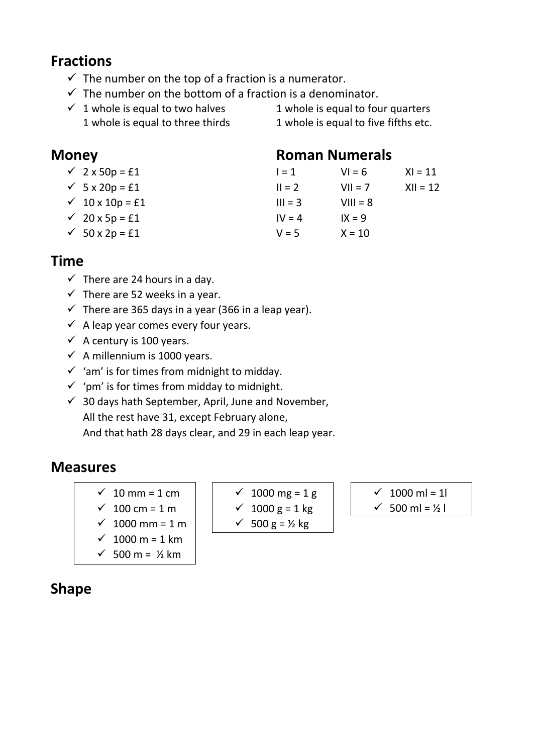## Fractions

- ✓ The number on the top of a fraction is a numerator.
- ✓ The number on the bottom of a fraction is a denominator.
- ✓ 1 whole is equal to two halves
  1 whole is equal to three thirds
  1 whole is equal to four quarters
  1 whole is equal to five fifths etc.

## Money

- ✓ 2 x 50p = £1
- ✓ 5 x 20p = £1
- ✓ 10 x 10p = £1
- ✓ 20 x 5p = £1
- ✓ 50 x 2p = £1

## Roman Numerals

| | | |
|---|---|---|
| I = 1 | VI = 6 | XI = 11 |
| II = 2 | VII = 7 | XII = 12 |
| III = 3 | VIII = 8 | |
| IV = 4 | IX = 9 | |
| V = 5 | X = 10 | |

## Time

- ✓ There are 24 hours in a day.
- ✓ There are 52 weeks in a year.
- ✓ There are 365 days in a year (366 in a leap year).
- ✓ A leap year comes every four years.
- ✓ A century is 100 years.
- ✓ A millennium is 1000 years.
- ✓ 'am' is for times from midnight to midday.
- ✓ 'pm' is for times from midday to midnight.
- ✓ 30 days hath September, April, June and November,
  All the rest have 31, except February alone,
  And that hath 28 days clear, and 29 in each leap year.

## Measures

- ✓ 10 mm = 1 cm
- ✓ 100 cm = 1 m
- ✓ 1000 mm = 1 m
- ✓ 1000 m = 1 km
- ✓ 500 m = ½ km

- ✓ 1000 mg = 1 g
- ✓ 1000 g = 1 kg
- ✓ 500 g = ½ kg

- ✓ 1000 ml = 1l
- ✓ 500 ml = ½ l

## Shape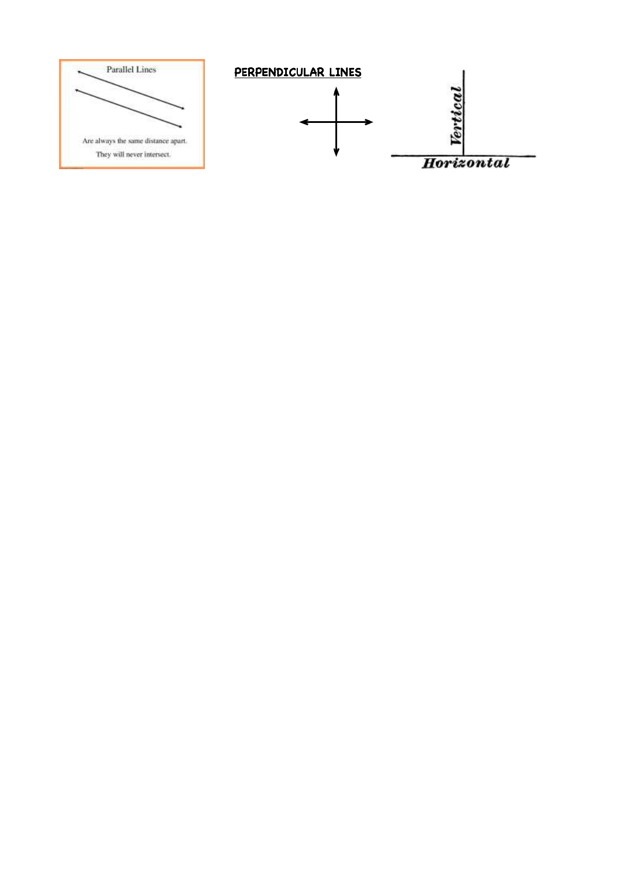Parallel Lines

Are always the same distance apart.

They will never intersect.

**PERPENDICULAR LINES**

Vertical

Horizontal